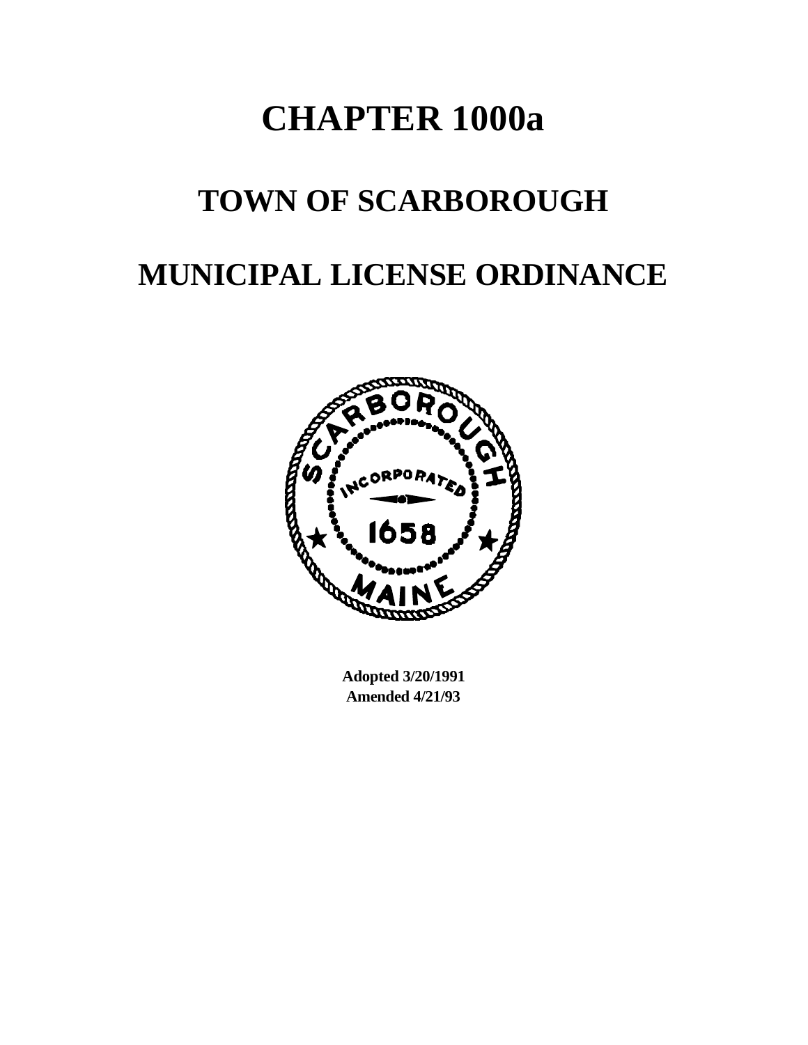# CHAPTER 1000a

# TOWN OF SCARBOROUGH

# MUNICIPAL LICENSE ORDINANCE

**Adopted 3/20/1991**
**Amended 4/21/93**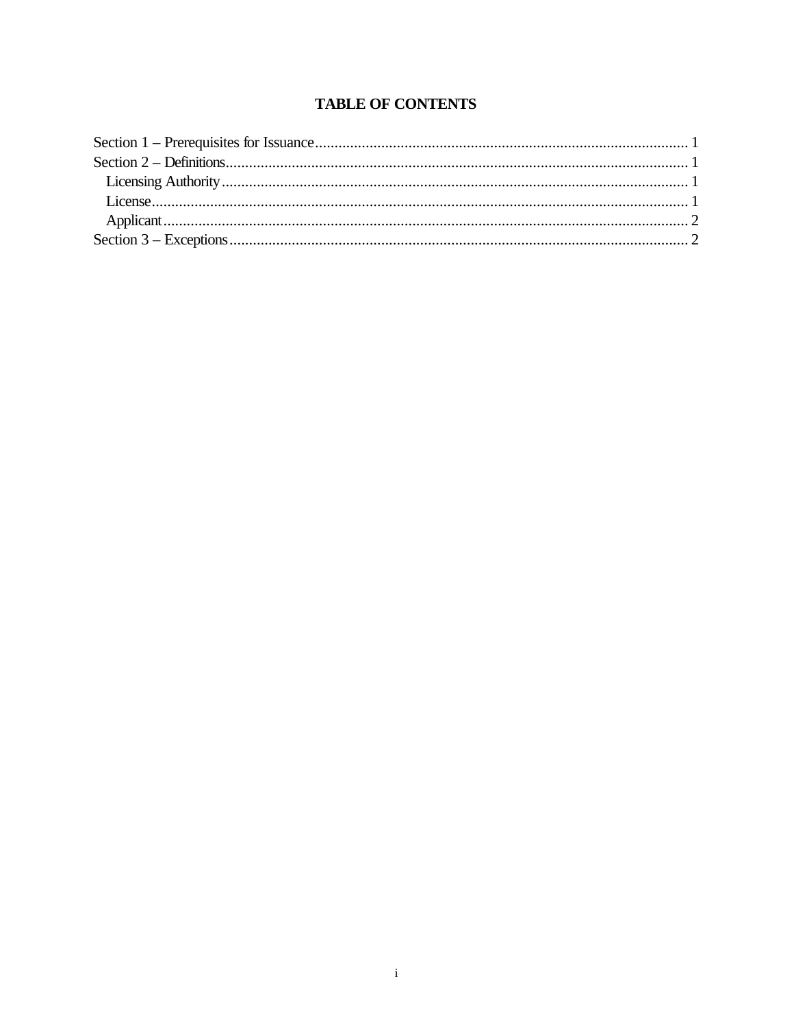# TABLE OF CONTENTS

Section 1 – Prerequisites for Issuance ........................................ 1
Section 2 – Definitions ........................................ 1
  Licensing Authority ........................................ 1
  License ........................................ 1
  Applicant ........................................ 2
Section 3 – Exceptions ........................................ 2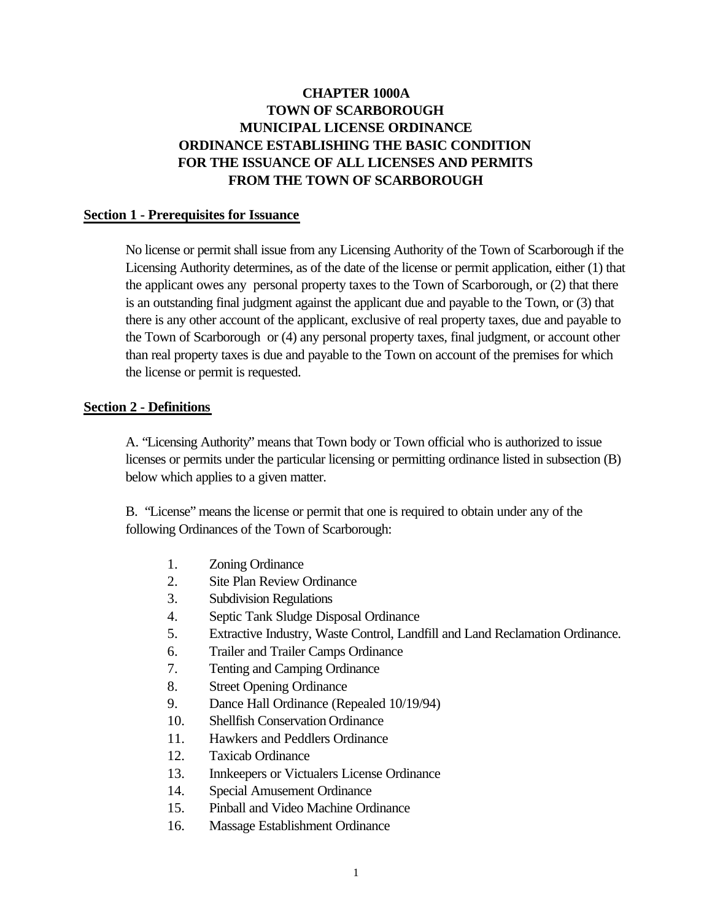# CHAPTER 1000A
# TOWN OF SCARBOROUGH
# MUNICIPAL LICENSE ORDINANCE
# ORDINANCE ESTABLISHING THE BASIC CONDITION FOR THE ISSUANCE OF ALL LICENSES AND PERMITS FROM THE TOWN OF SCARBOROUGH

## Section 1 - Prerequisites for Issuance

No license or permit shall issue from any Licensing Authority of the Town of Scarborough if the Licensing Authority determines, as of the date of the license or permit application, either (1) that the applicant owes any personal property taxes to the Town of Scarborough, or (2) that there is an outstanding final judgment against the applicant due and payable to the Town, or (3) that there is any other account of the applicant, exclusive of real property taxes, due and payable to the Town of Scarborough or (4) any personal property taxes, final judgment, or account other than real property taxes is due and payable to the Town on account of the premises for which the license or permit is requested.

## Section 2 - Definitions

A. "Licensing Authority" means that Town body or Town official who is authorized to issue licenses or permits under the particular licensing or permitting ordinance listed in subsection (B) below which applies to a given matter.

B. "License" means the license or permit that one is required to obtain under any of the following Ordinances of the Town of Scarborough:

1. Zoning Ordinance
2. Site Plan Review Ordinance
3. Subdivision Regulations
4. Septic Tank Sludge Disposal Ordinance
5. Extractive Industry, Waste Control, Landfill and Land Reclamation Ordinance.
6. Trailer and Trailer Camps Ordinance
7. Tenting and Camping Ordinance
8. Street Opening Ordinance
9. Dance Hall Ordinance (Repealed 10/19/94)
10. Shellfish Conservation Ordinance
11. Hawkers and Peddlers Ordinance
12. Taxicab Ordinance
13. Innkeepers or Victualers License Ordinance
14. Special Amusement Ordinance
15. Pinball and Video Machine Ordinance
16. Massage Establishment Ordinance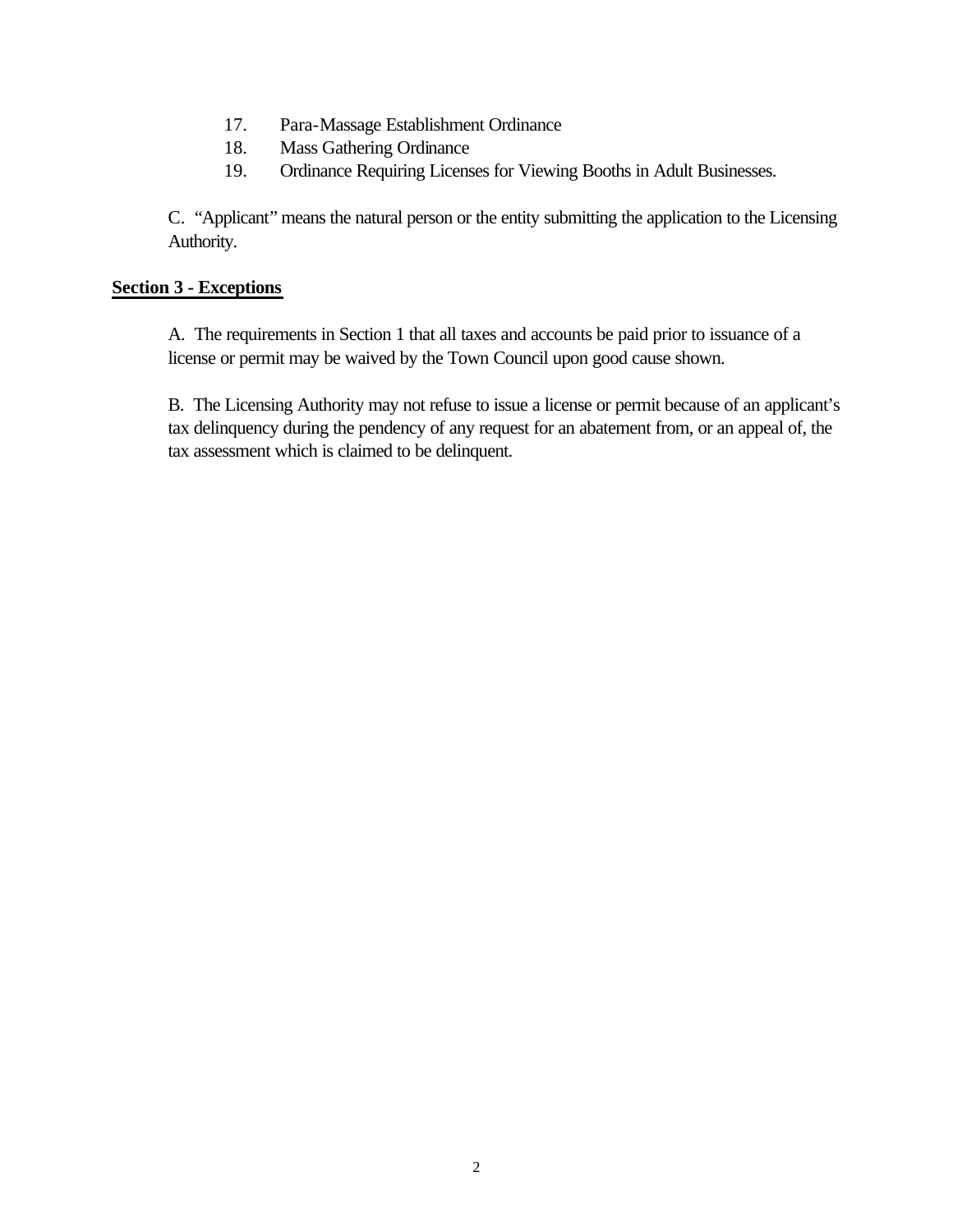17. Para-Massage Establishment Ordinance
18. Mass Gathering Ordinance
19. Ordinance Requiring Licenses for Viewing Booths in Adult Businesses.

C. "Applicant" means the natural person or the entity submitting the application to the Licensing Authority.

## Section 3 - Exceptions

A. The requirements in Section 1 that all taxes and accounts be paid prior to issuance of a license or permit may be waived by the Town Council upon good cause shown.

B. The Licensing Authority may not refuse to issue a license or permit because of an applicant's tax delinquency during the pendency of any request for an abatement from, or an appeal of, the tax assessment which is claimed to be delinquent.